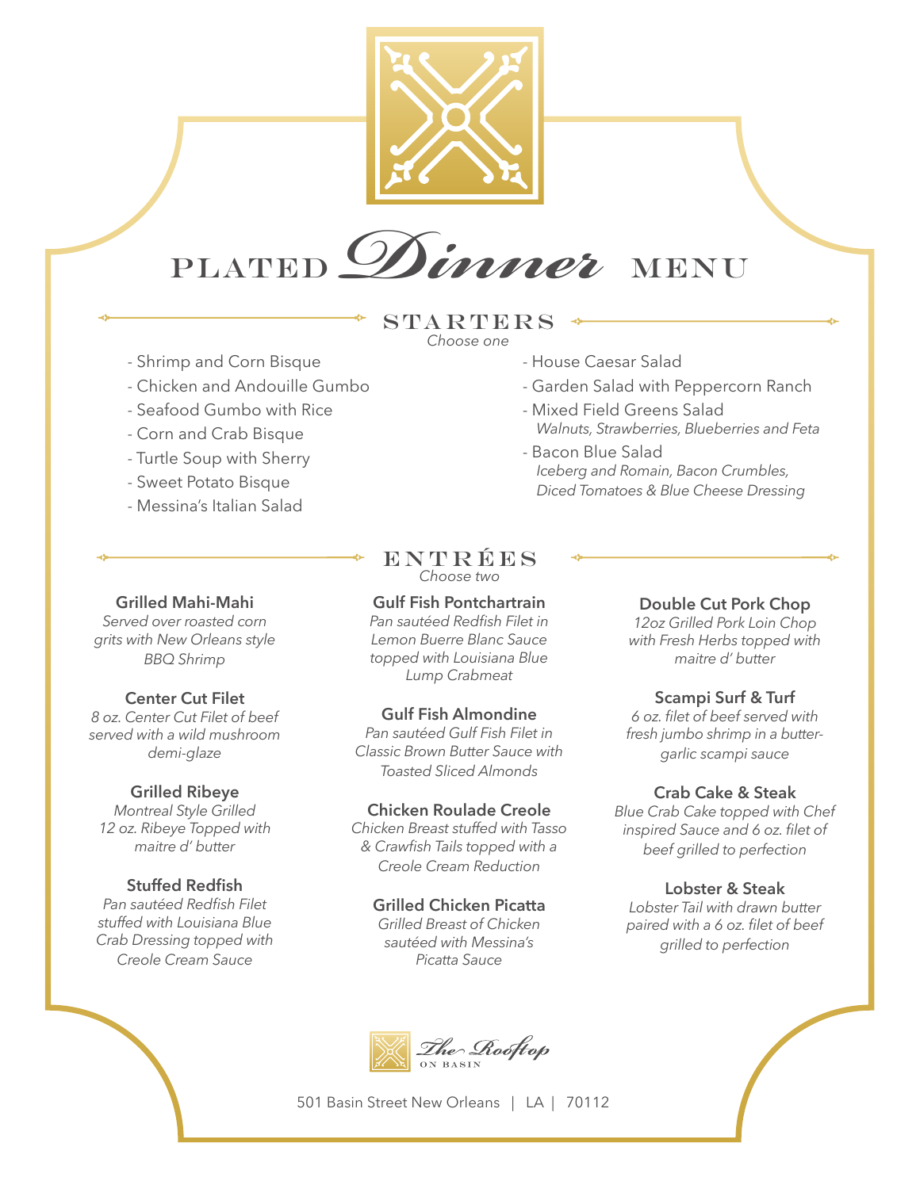# PLATED *Dinner* MENU

## STARTERS

*Choose one*

- Shrimp and Corn Bisque
- Chicken and Andouille Gumbo
- Seafood Gumbo with Rice
- Corn and Crab Bisque
- Turtle Soup with Sherry
- Sweet Potato Bisque
- Messina's Italian Salad
- House Caesar Salad
- Garden Salad with Peppercorn Ranch
- Mixed Field Greens Salad
  *Walnuts, Strawberries, Blueberries and Feta*
- Bacon Blue Salad
  *Iceberg and Romain, Bacon Crumbles, Diced Tomatoes & Blue Cheese Dressing*

## ENTRÉES

*Choose two*

**Grilled Mahi-Mahi**
*Served over roasted corn grits with New Orleans style BBQ Shrimp*

**Center Cut Filet**
*8 oz. Center Cut Filet of beef served with a wild mushroom demi-glaze*

**Grilled Ribeye**
*Montreal Style Grilled 12 oz. Ribeye Topped with maitre d' butter*

**Stuffed Redfish**
*Pan sautéed Redfish Filet stuffed with Louisiana Blue Crab Dressing topped with Creole Cream Sauce*

**Gulf Fish Pontchartrain**
*Pan sautéed Redfish Filet in Lemon Buerre Blanc Sauce topped with Louisiana Blue Lump Crabmeat*

**Gulf Fish Almondine**
*Pan sautéed Gulf Fish Filet in Classic Brown Butter Sauce with Toasted Sliced Almonds*

**Chicken Roulade Creole**
*Chicken Breast stuffed with Tasso & Crawfish Tails topped with a Creole Cream Reduction*

**Grilled Chicken Picatta**
*Grilled Breast of Chicken sautéed with Messina's Picatta Sauce*

**Double Cut Pork Chop**
*12oz Grilled Pork Loin Chop with Fresh Herbs topped with maitre d' butter*

**Scampi Surf & Turf**
*6 oz. filet of beef served with fresh jumbo shrimp in a butter-garlic scampi sauce*

**Crab Cake & Steak**
*Blue Crab Cake topped with Chef inspired Sauce and 6 oz. filet of beef grilled to perfection*

**Lobster & Steak**
*Lobster Tail with drawn butter paired with a 6 oz. filet of beef grilled to perfection*

The Rooftop ON BASIN

501 Basin Street New Orleans | LA | 70112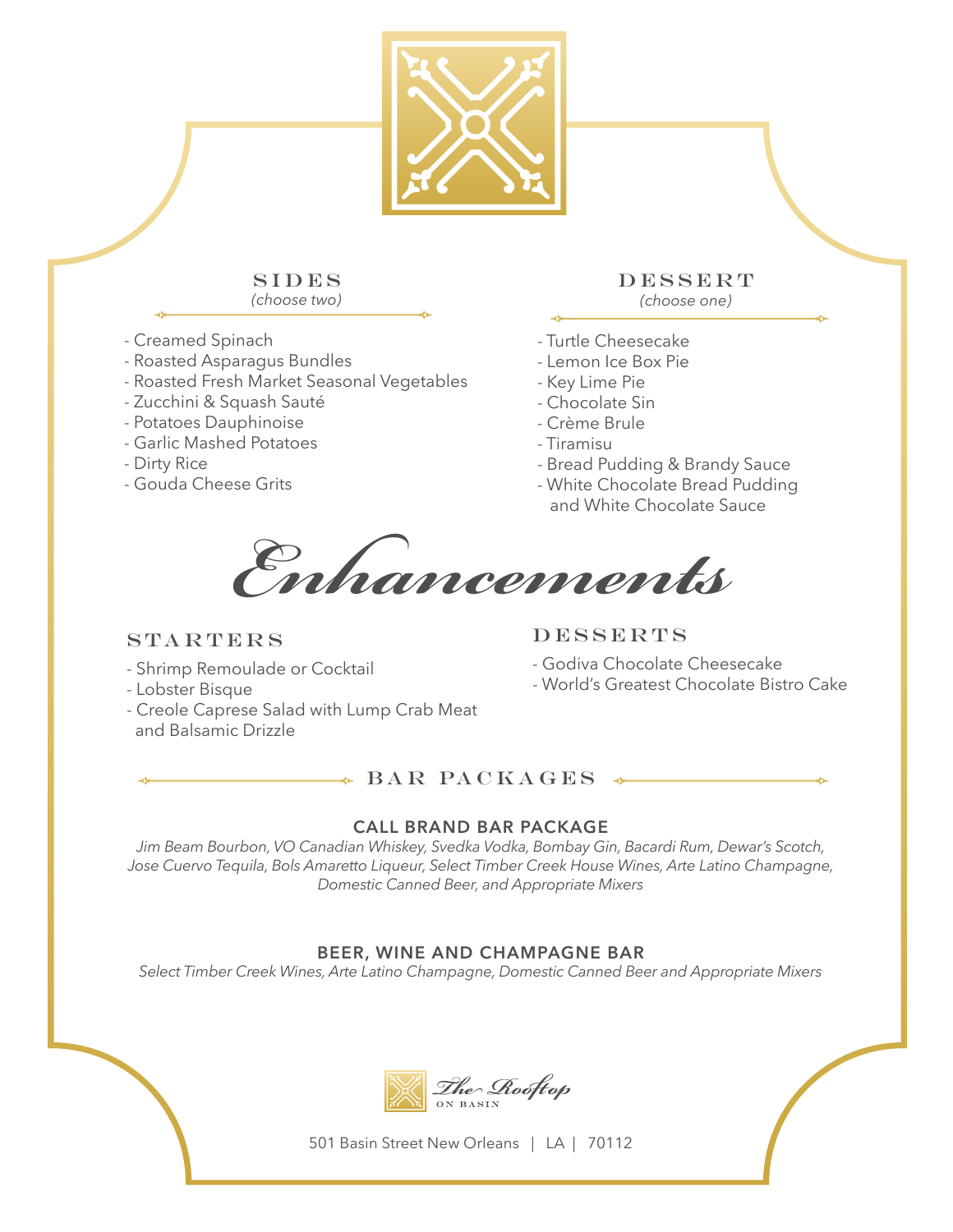## SIDES

*(choose two)*

- Creamed Spinach
- Roasted Asparagus Bundles
- Roasted Fresh Market Seasonal Vegetables
- Zucchini & Squash Sauté
- Potatoes Dauphinoise
- Garlic Mashed Potatoes
- Dirty Rice
- Gouda Cheese Grits

## DESSERT

*(choose one)*

- Turtle Cheesecake
- Lemon Ice Box Pie
- Key Lime Pie
- Chocolate Sin
- Crème Brule
- Tiramisu
- Bread Pudding & Brandy Sauce
- White Chocolate Bread Pudding and White Chocolate Sauce

# *Enhancements*

## STARTERS

- Shrimp Remoulade or Cocktail
- Lobster Bisque
- Creole Caprese Salad with Lump Crab Meat and Balsamic Drizzle

## DESSERTS

- Godiva Chocolate Cheesecake
- World's Greatest Chocolate Bistro Cake

## BAR PACKAGES

### CALL BRAND BAR PACKAGE

*Jim Beam Bourbon, VO Canadian Whiskey, Svedka Vodka, Bombay Gin, Bacardi Rum, Dewar's Scotch, Jose Cuervo Tequila, Bols Amaretto Liqueur, Select Timber Creek House Wines, Arte Latino Champagne, Domestic Canned Beer, and Appropriate Mixers*

### BEER, WINE AND CHAMPAGNE BAR

*Select Timber Creek Wines, Arte Latino Champagne, Domestic Canned Beer and Appropriate Mixers*

The Rooftop ON BASIN

501 Basin Street New Orleans | LA | 70112